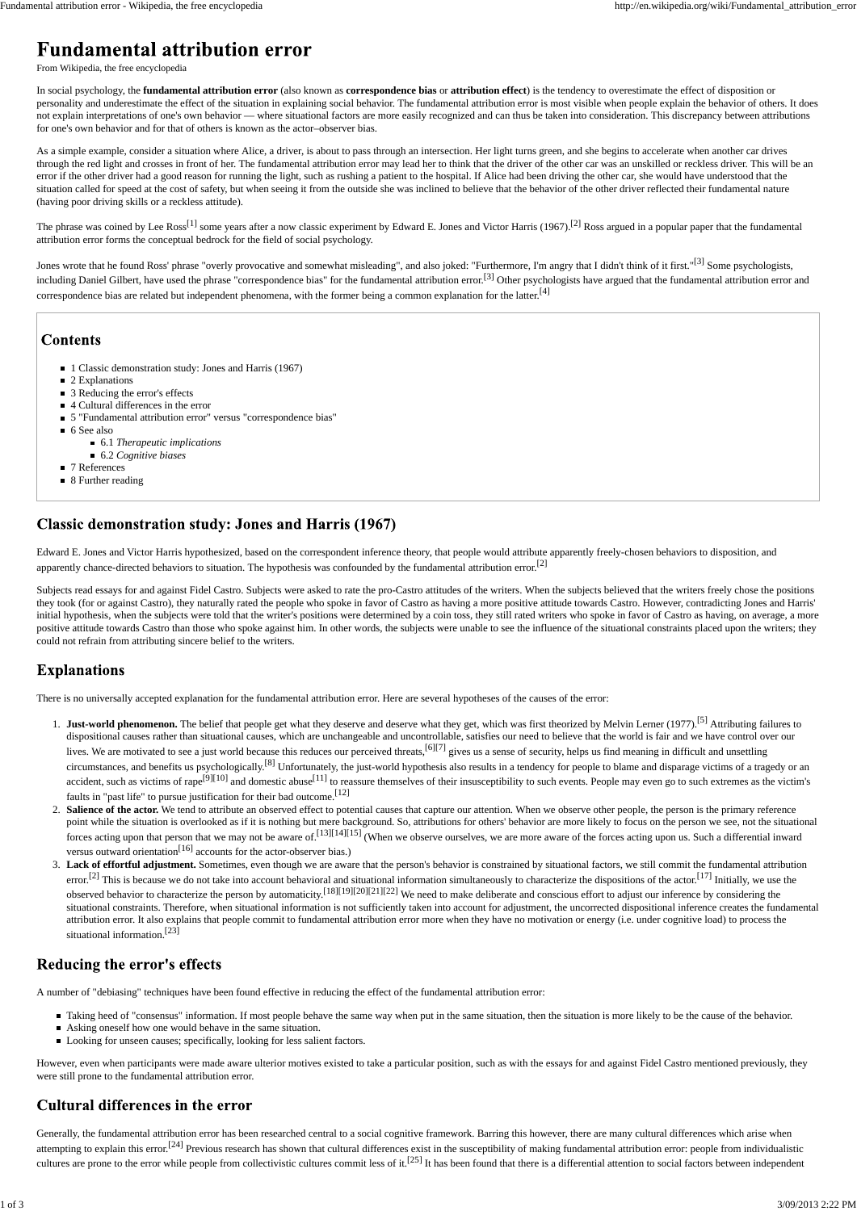# Fundamental attribution error

From Wikipedia, the free encyclopedia

In social psychology, the **fundamental attribution error** (also known as **correspondence bias** or **attribution effect**) is the tendency to overestimate the effect of disposition or personality and underestimate the effect of the situation in explaining social behavior. The fundamental attribution error is most visible when people explain the behavior of others. It does not explain interpretations of one's own behavior — where situational factors are more easily recognized and can thus be taken into consideration. This discrepancy between attributions for one's own behavior and for that of others is known as the actor–observer bias.

As a simple example, consider a situation where Alice, a driver, is about to pass through an intersection. Her light turns green, and she begins to accelerate when another car drives through the red light and crosses in front of her. The fundamental attribution error may lead her to think that the driver of the other car was an unskilled or reckless driver. This will be an error if the other driver had a good reason for running the light, such as rushing a patient to the hospital. If Alice had been driving the other car, she would have understood that the situation called for speed at the cost of safety, but when seeing it from the outside she was inclined to believe that the behavior of the other driver reflected their fundamental nature (having poor driving skills or a reckless attitude).

The phrase was coined by Lee Ross[1] some years after a now classic experiment by Edward E. Jones and Victor Harris (1967).[2] Ross argued in a popular paper that the fundamental attribution error forms the conceptual bedrock for the field of social psychology.

Jones wrote that he found Ross' phrase "overly provocative and somewhat misleading", and also joked: "Furthermore, I'm angry that I didn't think of it first."[3] Some psychologists, including Daniel Gilbert, have used the phrase "correspondence bias" for the fundamental attribution error.[3] Other psychologists have argued that the fundamental attribution error and correspondence bias are related but independent phenomena, with the former being a common explanation for the latter.[4]

## Contents

- 1 Classic demonstration study: Jones and Harris (1967)
- 2 Explanations
- 3 Reducing the error's effects
- 4 Cultural differences in the error
- 5 "Fundamental attribution error" versus "correspondence bias"
- 6 See also
  - 6.1 *Therapeutic implications*
  - 6.2 *Cognitive biases*
- 7 References
- 8 Further reading

## Classic demonstration study: Jones and Harris (1967)

Edward E. Jones and Victor Harris hypothesized, based on the correspondent inference theory, that people would attribute apparently freely-chosen behaviors to disposition, and apparently chance-directed behaviors to situation. The hypothesis was confounded by the fundamental attribution error.[2]

Subjects read essays for and against Fidel Castro. Subjects were asked to rate the pro-Castro attitudes of the writers. When the subjects believed that the writers freely chose the positions they took (for or against Castro), they naturally rated the people who spoke in favor of Castro as having a more positive attitude towards Castro. However, contradicting Jones and Harris' initial hypothesis, when the subjects were told that the writer's positions were determined by a coin toss, they still rated writers who spoke in favor of Castro as having, on average, a more positive attitude towards Castro than those who spoke against him. In other words, the subjects were unable to see the influence of the situational constraints placed upon the writers; they could not refrain from attributing sincere belief to the writers.

## Explanations

There is no universally accepted explanation for the fundamental attribution error. Here are several hypotheses of the causes of the error:

1. **Just-world phenomenon.** The belief that people get what they deserve and deserve what they get, which was first theorized by Melvin Lerner (1977).[5] Attributing failures to dispositional causes rather than situational causes, which are unchangeable and uncontrollable, satisfies our need to believe that the world is fair and we have control over our lives. We are motivated to see a just world because this reduces our perceived threats,[6][7] gives us a sense of security, helps us find meaning in difficult and unsettling circumstances, and benefits us psychologically.[8] Unfortunately, the just-world hypothesis also results in a tendency for people to blame and disparage victims of a tragedy or an accident, such as victims of rape[9][10] and domestic abuse[11] to reassure themselves of their insusceptibility to such events. People may even go to such extremes as the victim's faults in "past life" to pursue justification for their bad outcome.[12]
2. **Salience of the actor.** We tend to attribute an observed effect to potential causes that capture our attention. When we observe other people, the person is the primary reference point while the situation is overlooked as if it is nothing but mere background. So, attributions for others' behavior are more likely to focus on the person we see, not the situational forces acting upon that person that we may not be aware of.[13][14][15] (When we observe ourselves, we are more aware of the forces acting upon us. Such a differential inward versus outward orientation[16] accounts for the actor-observer bias.)
3. **Lack of effortful adjustment.** Sometimes, even though we are aware that the person's behavior is constrained by situational factors, we still commit the fundamental attribution error.[2] This is because we do not take into account behavioral and situational information simultaneously to characterize the dispositions of the actor.[17] Initially, we use the observed behavior to characterize the person by automaticity.[18][19][20][21][22] We need to make deliberate and conscious effort to adjust our inference by considering the situational constraints. Therefore, when situational information is not sufficiently taken into account for adjustment, the uncorrected dispositional inference creates the fundamental attribution error. It also explains that people commit to fundamental attribution error more when they have no motivation or energy (i.e. under cognitive load) to process the situational information.[23]

## Reducing the error's effects

A number of "debiasing" techniques have been found effective in reducing the effect of the fundamental attribution error:

- Taking heed of "consensus" information. If most people behave the same way when put in the same situation, then the situation is more likely to be the cause of the behavior.
- Asking oneself how one would behave in the same situation.
- Looking for unseen causes; specifically, looking for less salient factors.

However, even when participants were made aware ulterior motives existed to take a particular position, such as with the essays for and against Fidel Castro mentioned previously, they were still prone to the fundamental attribution error.

## Cultural differences in the error

Generally, the fundamental attribution error has been researched central to a social cognitive framework. Barring this however, there are many cultural differences which arise when attempting to explain this error.[24] Previous research has shown that cultural differences exist in the susceptibility of making fundamental attribution error: people from individualistic cultures are prone to the error while people from collectivistic cultures commit less of it.[25] It has been found that there is a differential attention to social factors between independent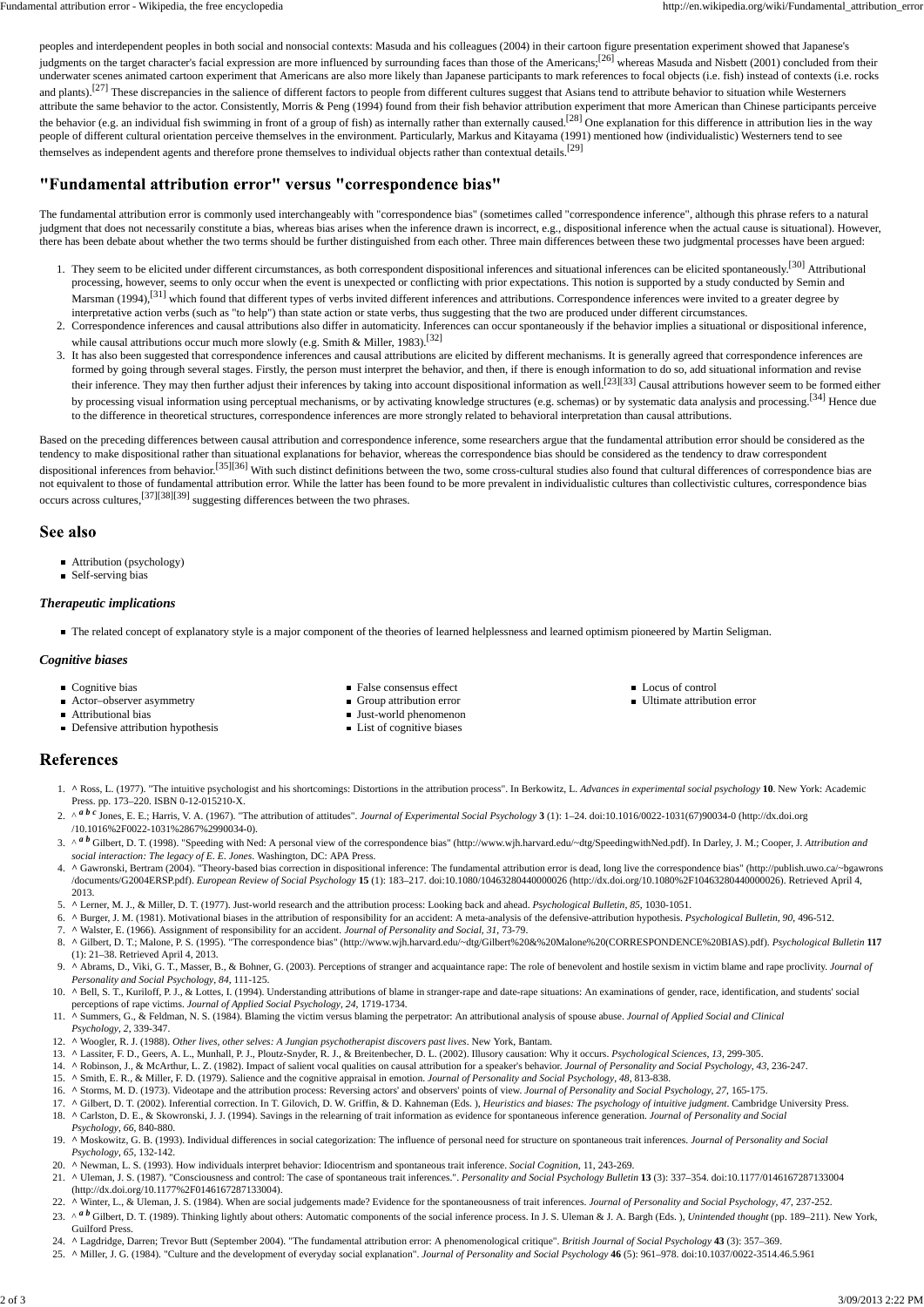peoples and interdependent peoples in both social and nonsocial contexts: Masuda and his colleagues (2004) in their cartoon figure presentation experiment showed that Japanese's judgments on the target character's facial expression are more influenced by surrounding faces than those of the Americans;[26] whereas Masuda and Nisbett (2001) concluded from their underwater scenes animated cartoon experiment that Americans are also more likely than Japanese participants to mark references to focal objects (i.e. fish) instead of contexts (i.e. rocks and plants).[27] These discrepancies in the salience of different factors to people from different cultures suggest that Asians tend to attribute behavior to situation while Westerners attribute the same behavior to the actor. Consistently, Morris & Peng (1994) found from their fish behavior attribution experiment that more American than Chinese participants perceive the behavior (e.g. an individual fish swimming in front of a group of fish) as internally rather than externally caused.[28] One explanation for this difference in attribution lies in the way people of different cultural orientation perceive themselves in the environment. Particularly, Markus and Kitayama (1991) mentioned how (individualistic) Westerners tend to see themselves as independent agents and therefore prone themselves to individual objects rather than contextual details.[29]

## "Fundamental attribution error" versus "correspondence bias"

The fundamental attribution error is commonly used interchangeably with "correspondence bias" (sometimes called "correspondence inference", although this phrase refers to a natural judgment that does not necessarily constitute a bias, whereas bias arises when the inference drawn is incorrect, e.g., dispositional inference when the actual cause is situational). However, there has been debate about whether the two terms should be further distinguished from each other. Three main differences between these two judgmental processes have been argued:

1. They seem to be elicited under different circumstances, as both correspondent dispositional inferences and situational inferences can be elicited spontaneously.[30] Attributional processing, however, seems to only occur when the event is unexpected or conflicting with prior expectations. This notion is supported by a study conducted by Semin and Marsman (1994),[31] which found that different types of verbs invited different inferences and attributions. Correspondence inferences were invited to a greater degree by interpretative action verbs (such as "to help") than state action or state verbs, thus suggesting that the two are produced under different circumstances.
2. Correspondence inferences and causal attributions also differ in automaticity. Inferences can occur spontaneously if the behavior implies a situational or dispositional inference, while causal attributions occur much more slowly (e.g. Smith & Miller, 1983).[32]
3. It has also been suggested that correspondence inferences and causal attributions are elicited by different mechanisms. It is generally agreed that correspondence inferences are formed by going through several stages. Firstly, the person must interpret the behavior, and then, if there is enough information to do so, add situational information and revise their inference. They may then further adjust their inferences by taking into account dispositional information as well.[23][33] Causal attributions however seem to be formed either by processing visual information using perceptual mechanisms, or by activating knowledge structures (e.g. schemas) or by systematic data analysis and processing.[34] Hence due to the difference in theoretical structures, correspondence inferences are more strongly related to behavioral interpretation than causal attributions.

Based on the preceding differences between causal attribution and correspondence inference, some researchers argue that the fundamental attribution error should be considered as the tendency to make dispositional rather than situational explanations for behavior, whereas the correspondence bias should be considered as the tendency to draw correspondent dispositional inferences from behavior.[35][36] With such distinct definitions between the two, some cross-cultural studies also found that cultural differences of correspondence bias are not equivalent to those of fundamental attribution error. While the latter has been found to be more prevalent in individualistic cultures than collectivistic cultures, correspondence bias occurs across cultures,[37][38][39] suggesting differences between the two phrases.

## See also

- Attribution (psychology)
- Self-serving bias

### *Therapeutic implications*

- The related concept of explanatory style is a major component of the theories of learned helplessness and learned optimism pioneered by Martin Seligman.

### *Cognitive biases*

- Cognitive bias
- Actor–observer asymmetry
- Attributional bias
- Defensive attribution hypothesis
- False consensus effect
- Group attribution error
- Just-world phenomenon
- List of cognitive biases
- Locus of control
- Ultimate attribution error

## References

1. ^ Ross, L. (1977). "The intuitive psychologist and his shortcomings: Distortions in the attribution process". In Berkowitz, L. *Advances in experimental social psychology* **10**. New York: Academic Press. pp. 173–220. ISBN 0-12-015210-X.
2. ^ *a b c* Jones, E. E.; Harris, V. A. (1967). "The attribution of attitudes". *Journal of Experimental Social Psychology* **3** (1): 1–24. doi:10.1016/0022-1031(67)90034-0 (http://dx.doi.org/10.1016%2F0022-1031%2867%2990034-0).
3. ^ *a b* Gilbert, D. T. (1998). "Speeding with Ned: A personal view of the correspondence bias" (http://www.wjh.harvard.edu/~dtg/SpeedingwithNed.pdf). In Darley, J. M.; Cooper, J. *Attribution and social interaction: The legacy of E. E. Jones*. Washington, DC: APA Press.
4. ^ Gawronski, Bertram (2004). "Theory-based bias correction in dispositional inference: The fundamental attribution error is dead, long live the correspondence bias" (http://publish.uwo.ca/~bgawrons/documents/G2004ERSP.pdf). *European Review of Social Psychology* **15** (1): 183–217. doi:10.1080/10463280440000026 (http://dx.doi.org/10.1080%2F10463280440000026). Retrieved April 4, 2013.
5. ^ Lerner, M. J., & Miller, D. T. (1977). Just-world research and the attribution process: Looking back and ahead. *Psychological Bulletin*, *85*, 1030-1051.
6. ^ Burger, J. M. (1981). Motivational biases in the attribution of responsibility for an accident: A meta-analysis of the defensive-attribution hypothesis. *Psychological Bulletin*, *90*, 496-512.
7. ^ Walster, E. (1966). Assignment of responsibility for an accident. *Journal of Personality and Social*, *31*, 73-79.
8. ^ Gilbert, D. T.; Malone, P. S. (1995). "The correspondence bias" (http://www.wjh.harvard.edu/~dtg/Gilbert%20&%20Malone%20(CORRESPONDENCE%20BIAS).pdf). *Psychological Bulletin* **117** (1): 21–38. Retrieved April 4, 2013.
9. ^ Abrams, D., Viki, G. T., Masser, B., & Bohner, G. (2003). Perceptions of stranger and acquaintance rape: The role of benevolent and hostile sexism in victim blame and rape proclivity. *Journal of Personality and Social Psychology*, *84*, 111-125.
10. ^ Bell, S. T., Kuriloff, P. J., & Lottes, I. (1994). Understanding attributions of blame in stranger-rape and date-rape situations: An examinations of gender, race, identification, and students' social perceptions of rape victims. *Journal of Applied Social Psychology*, *24*, 1719-1734.
11. ^ Summers, G., & Feldman, N. S. (1984). Blaming the victim versus blaming the perpetrator: An attributional analysis of spouse abuse. *Journal of Applied Social and Clinical Psychology*, *2*, 339-347.
12. ^ Woogler, R. J. (1988). *Other lives, other selves: A Jungian psychotherapist discovers past lives*. New York, Bantam.
13. ^ Lassiter, F. D., Geers, A. L., Munhall, P. J., Ploutz-Snyder, R. J., & Breitenbecher, D. L. (2002). Illusory causation: Why it occurs. *Psychological Sciences*, *13*, 299-305.
14. ^ Robinson, J., & McArthur, L. Z. (1982). Impact of salient vocal qualities on causal attribution for a speaker's behavior. *Journal of Personality and Social Psychology*, *43*, 236-247.
15. ^ Smith, E. R., & Miller, F. D. (1979). Salience and the cognitive appraisal in emotion. *Journal of Personality and Social Psychology*, *48*, 813-838.
16. ^ Storms, M. D. (1973). Videotape and the attribution process: Reversing actors' and observers' points of view. *Journal of Personality and Social Psychology*, *27*, 165-175.
17. ^ Gilbert, D. T. (2002). Inferential correction. In T. Gilovich, D. W. Griffin, & D. Kahneman (Eds. ), *Heuristics and biases: The psychology of intuitive judgment*. Cambridge University Press.
18. ^ Carlston, D. E., & Skowronski, J. J. (1994). Savings in the relearning of trait information as evidence for spontaneous inference generation. *Journal of Personality and Social Psychology*, *66*, 840-880.
19. ^ Moskowitz, G. B. (1993). Individual differences in social categorization: The influence of personal need for structure on spontaneous trait inferences. *Journal of Personality and Social Psychology*, *65*, 132-142.
20. ^ Newman, L. S. (1993). How individuals interpret behavior: Idiocentrism and spontaneous trait inference. *Social Cognition*, 11, 243-269.
21. ^ Uleman, J. S. (1987). "Consciousness and control: The case of spontaneous trait inferences.". *Personality and Social Psychology Bulletin* **13** (3): 337–354. doi:10.1177/0146167287133004 (http://dx.doi.org/10.1177%2F0146167287133004).
22. ^ Winter, L., & Uleman, J. S. (1984). When are social judgements made? Evidence for the spontaneousness of trait inferences. *Journal of Personality and Social Psychology*, *47*, 237-252.
23. ^ *a b* Gilbert, D. T. (1989). Thinking lightly about others: Automatic components of the social inference process. In J. S. Uleman & J. A. Bargh (Eds. ), *Unintended thought* (pp. 189–211). New York, Guilford Press.
24. ^ Lagdridge, Darren; Trevor Butt (September 2004). "The fundamental attribution error: A phenomenological critique". *British Journal of Social Psychology* **43** (3): 357–369.
25. ^ Miller, J. G. (1984). "Culture and the development of everyday social explanation". *Journal of Personality and Social Psychology* **46** (5): 961–978. doi:10.1037/0022-3514.46.5.961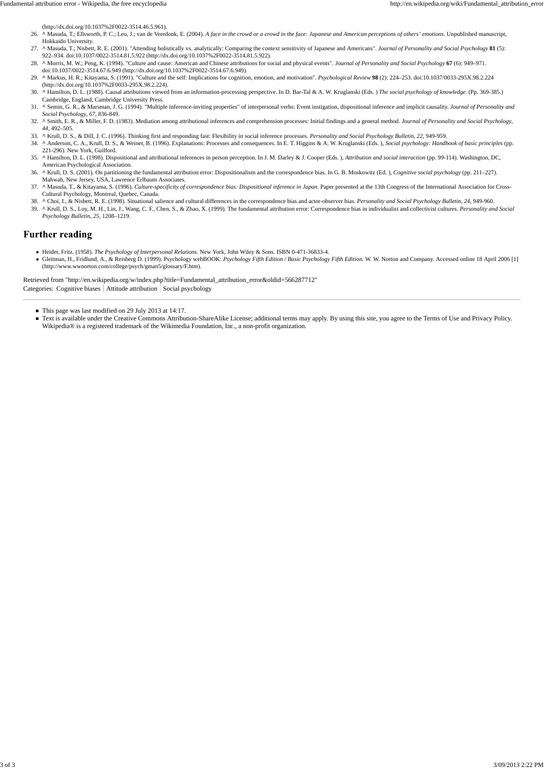(http://dx.doi.org/10.1037%2F0022-3514.46.5.961).

26. ^ Masuda, T.; Ellsworth, P. C.; Leu, J.; van de Veerdonk, E. (2004). *A face in the crowd or a crowd in the face: Japanese and American perceptions of others' emotions.* Unpublished manuscript, Hokkaido University.
27. ^ Masuda, T.; Nisbett, R. E. (2001). "Attending holistically vs. analytically: Comparing the context sensitivity of Japanese and Americans". *Journal of Personality and Social Psychology* **81** (5): 922–934. doi:10.1037/0022-3514.81.5.922 (http://dx.doi.org/10.1037%2F0022-3514.81.5.922).
28. ^ Morris, M. W.; Peng, K. (1994). "Culture and cause: American and Chinese attributions for social and physical events". *Journal of Personality and Social Psychology* **67** (6): 949–971. doi:10.1037/0022-3514.67.6.949 (http://dx.doi.org/10.1037%2F0022-3514.67.6.949).
29. ^ Markus, H. R.; Kitayama, S. (1991). "Culture and the self: Implications for cognition, emotion, and motivation". *Psychological Review* **98** (2): 224–253. doi:10.1037/0033-295X.98.2.224 (http://dx.doi.org/10.1037%2F0033-295X.98.2.224).
30. ^ Hamilton, D. L. (1988). Causal attributions viewed from an information-processing perspective. In D. Bar-Tal & A. W. Kruglanski (Eds. ) *The social psychology of knowledge*. (Pp. 369-385.) Cambridge, England, Cambridge University Press.
31. ^ Semin, G. R., & Marsman, J. G. (1994). "Multiple inference-inviting properties" of interpersonal verbs: Event instigation, dispositional inference and implicit causality. *Journal of Personality and Social Psychology, 67*, 836-849.
32. ^ Smith, E. R., & Miller, F. D. (1983). Mediation among attributional inferences and comprehension processes: Initial findings and a general method. *Journal of Personality and Social Psychology, 44*, 492–505.
33. ^ Krull, D. S., & Dill, J. C. (1996). Thinking first and responding fast: Flexibility in social inference processes. *Personality and Social Psychology Bulletin, 22*, 949-959.
34. ^ Anderson, C. A., Krull, D. S., & Weiner, B. (1996). Explanations: Processes and consequences. In E. T. Higgins & A. W. Kruglanski (Eds. ), *Social psychology: Handbook of basic principles* (pp. 221-296). New York, Guilford.
35. ^ Hamilton, D. L. (1998). Dispositional and attributional inferences in person perception. In J. M. Darley & J. Cooper (Eds. ), *Attribution and social interaction* (pp. 99-114). Washington, DC, American Psychological Association.
36. ^ Krull, D. S. (2001). On partitioning the fundamental attribution error: Dispositionalism and the correspondence bias. In G. B. Moskowitz (Ed. ), *Cognitive social psychology* (pp. 211–227). Mahwah, New Jersey, USA, Lawrence Erlbaum Associates.
37. ^ Masuda, T., & Kitayama, S. (1996). *Culture-specificity of correspondence bias: Dispositional inference in Japan.* Paper presented at the 13th Congress of the International Association for Cross-Cultural Psychology, Montreal, Quebec, Canada.
38. ^ Choi, I., & Nisbett, R. E. (1998). Situational salience and cultural differences in the correspondence bias and actor-observer bias. *Personality and Social Psychology Bulletin, 24*, 949-960.
39. ^ Krull, D. S., Loy, M. H., Lin, J., Wang, C. F., Chen, S., & Zhao, X. (1999). The fundamental attribution error: Correspondence bias in individualist and collectivist cultures. *Personality and Social Psychology Bulletin, 25*, 1208–1219.

## Further reading

- Heider, Fritz. (1958). *The Psychology of Interpersonal Relations.* New York, John Wiley & Sons. ISBN 0-471-36833-4.
- Gleitman, H., Fridlund, A., & Reisberg D. (1999). Psychology webBOOK: *Psychology Fifth Edition / Basic Psychology Fifth Edition.* W. W. Norton and Company. Accessed online 18 April 2006 [1] (http://www.wwnorton.com/college/psych/gman5/glossary/F.htm).

Retrieved from "http://en.wikipedia.org/w/index.php?title=Fundamental_attribution_error&oldid=566287712"

Categories: Cognitive biases | Attitude attribution | Social psychology

- This page was last modified on 29 July 2013 at 14:17.
- Text is available under the Creative Commons Attribution-ShareAlike License; additional terms may apply. By using this site, you agree to the Terms of Use and Privacy Policy. Wikipedia® is a registered trademark of the Wikimedia Foundation, Inc., a non-profit organization.